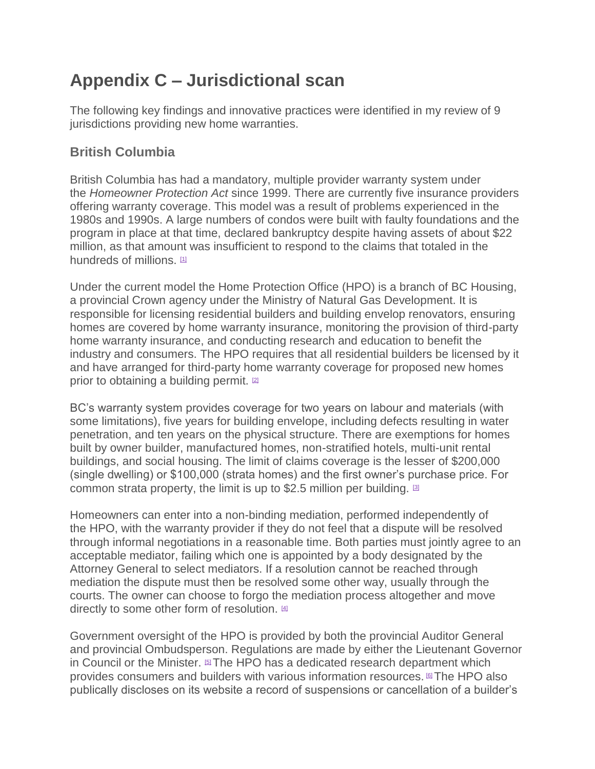# Appendix C – Jurisdictional scan

The following key findings and innovative practices were identified in my review of 9 jurisdictions providing new home warranties.

## British Columbia

British Columbia has had a mandatory, multiple provider warranty system under the *Homeowner Protection Act* since 1999. There are currently five insurance providers offering warranty coverage. This model was a result of problems experienced in the 1980s and 1990s. A large numbers of condos were built with faulty foundations and the program in place at that time, declared bankruptcy despite having assets of about $22 million, as that amount was insufficient to respond to the claims that totaled in the hundreds of millions. [1]

Under the current model the Home Protection Office (HPO) is a branch of BC Housing, a provincial Crown agency under the Ministry of Natural Gas Development. It is responsible for licensing residential builders and building envelop renovators, ensuring homes are covered by home warranty insurance, monitoring the provision of third-party home warranty insurance, and conducting research and education to benefit the industry and consumers. The HPO requires that all residential builders be licensed by it and have arranged for third-party home warranty coverage for proposed new homes prior to obtaining a building permit. [2]

BC's warranty system provides coverage for two years on labour and materials (with some limitations), five years for building envelope, including defects resulting in water penetration, and ten years on the physical structure. There are exemptions for homes built by owner builder, manufactured homes, non-stratified hotels, multi-unit rental buildings, and social housing. The limit of claims coverage is the lesser of $200,000 (single dwelling) or $100,000 (strata homes) and the first owner's purchase price. For common strata property, the limit is up to $2.5 million per building. [3]

Homeowners can enter into a non-binding mediation, performed independently of the HPO, with the warranty provider if they do not feel that a dispute will be resolved through informal negotiations in a reasonable time. Both parties must jointly agree to an acceptable mediator, failing which one is appointed by a body designated by the Attorney General to select mediators. If a resolution cannot be reached through mediation the dispute must then be resolved some other way, usually through the courts. The owner can choose to forgo the mediation process altogether and move directly to some other form of resolution. [4]

Government oversight of the HPO is provided by both the provincial Auditor General and provincial Ombudsperson. Regulations are made by either the Lieutenant Governor in Council or the Minister. [5] The HPO has a dedicated research department which provides consumers and builders with various information resources. [6] The HPO also publically discloses on its website a record of suspensions or cancellation of a builder's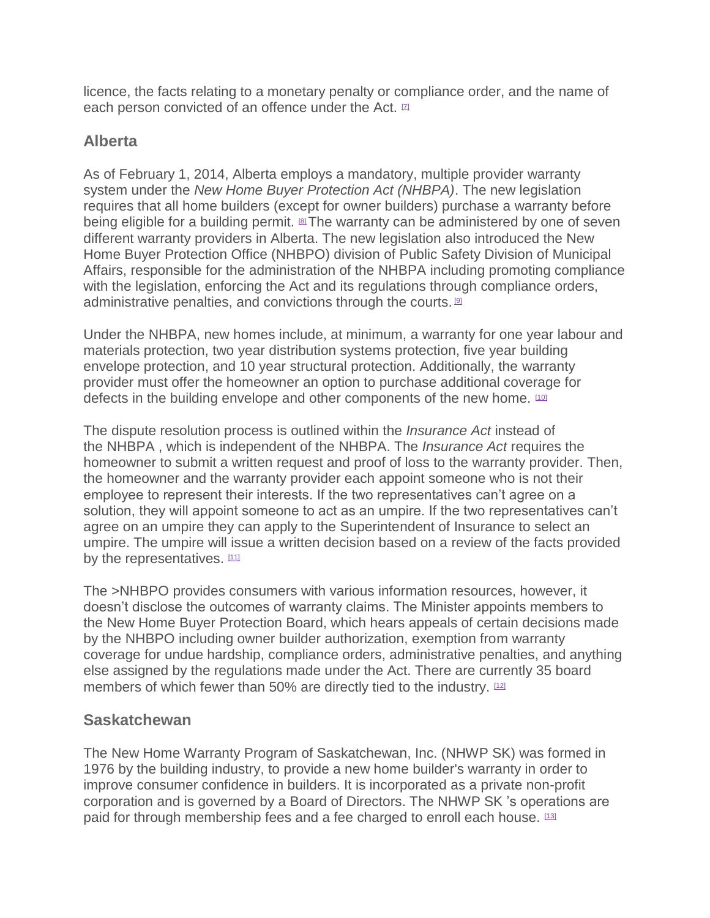licence, the facts relating to a monetary penalty or compliance order, and the name of each person convicted of an offence under the Act. [7]

## Alberta

As of February 1, 2014, Alberta employs a mandatory, multiple provider warranty system under the *New Home Buyer Protection Act (NHBPA)*. The new legislation requires that all home builders (except for owner builders) purchase a warranty before being eligible for a building permit. [8] The warranty can be administered by one of seven different warranty providers in Alberta. The new legislation also introduced the New Home Buyer Protection Office (NHBPO) division of Public Safety Division of Municipal Affairs, responsible for the administration of the NHBPA including promoting compliance with the legislation, enforcing the Act and its regulations through compliance orders, administrative penalties, and convictions through the courts. [9]

Under the NHBPA, new homes include, at minimum, a warranty for one year labour and materials protection, two year distribution systems protection, five year building envelope protection, and 10 year structural protection. Additionally, the warranty provider must offer the homeowner an option to purchase additional coverage for defects in the building envelope and other components of the new home. [10]

The dispute resolution process is outlined within the *Insurance Act* instead of the NHBPA , which is independent of the NHBPA. The *Insurance Act* requires the homeowner to submit a written request and proof of loss to the warranty provider. Then, the homeowner and the warranty provider each appoint someone who is not their employee to represent their interests. If the two representatives can't agree on a solution, they will appoint someone to act as an umpire. If the two representatives can't agree on an umpire they can apply to the Superintendent of Insurance to select an umpire. The umpire will issue a written decision based on a review of the facts provided by the representatives. [11]

The >NHBPO provides consumers with various information resources, however, it doesn't disclose the outcomes of warranty claims. The Minister appoints members to the New Home Buyer Protection Board, which hears appeals of certain decisions made by the NHBPO including owner builder authorization, exemption from warranty coverage for undue hardship, compliance orders, administrative penalties, and anything else assigned by the regulations made under the Act. There are currently 35 board members of which fewer than 50% are directly tied to the industry. [12]

## Saskatchewan

The New Home Warranty Program of Saskatchewan, Inc. (NHWP SK) was formed in 1976 by the building industry, to provide a new home builder's warranty in order to improve consumer confidence in builders. It is incorporated as a private non-profit corporation and is governed by a Board of Directors. The NHWP SK 's operations are paid for through membership fees and a fee charged to enroll each house. [13]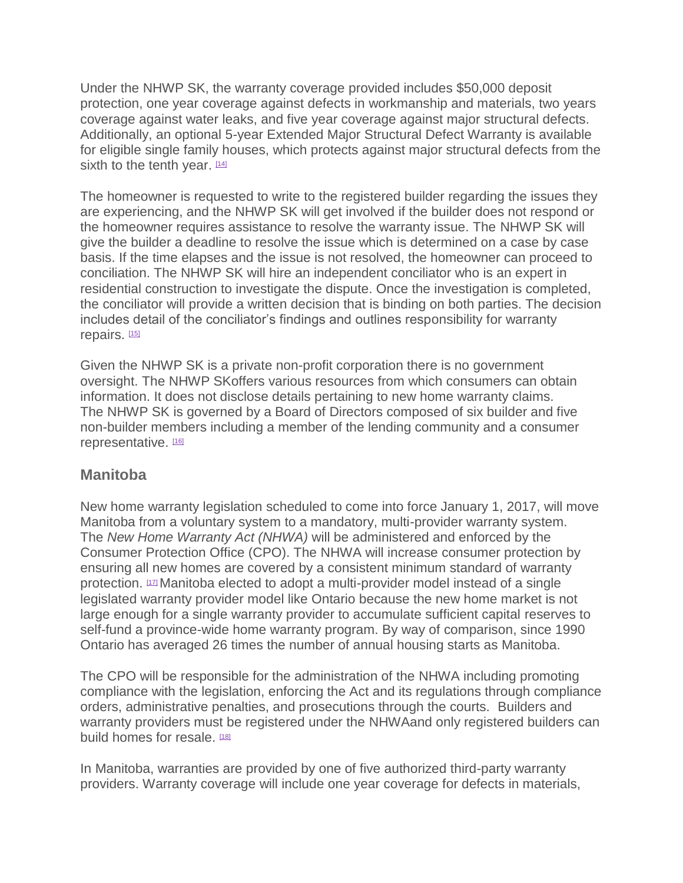Under the NHWP SK, the warranty coverage provided includes $50,000 deposit protection, one year coverage against defects in workmanship and materials, two years coverage against water leaks, and five year coverage against major structural defects. Additionally, an optional 5-year Extended Major Structural Defect Warranty is available for eligible single family houses, which protects against major structural defects from the sixth to the tenth year. [14]

The homeowner is requested to write to the registered builder regarding the issues they are experiencing, and the NHWP SK will get involved if the builder does not respond or the homeowner requires assistance to resolve the warranty issue. The NHWP SK will give the builder a deadline to resolve the issue which is determined on a case by case basis. If the time elapses and the issue is not resolved, the homeowner can proceed to conciliation. The NHWP SK will hire an independent conciliator who is an expert in residential construction to investigate the dispute. Once the investigation is completed, the conciliator will provide a written decision that is binding on both parties. The decision includes detail of the conciliator's findings and outlines responsibility for warranty repairs. [15]

Given the NHWP SK is a private non-profit corporation there is no government oversight. The NHWP SKoffers various resources from which consumers can obtain information. It does not disclose details pertaining to new home warranty claims. The NHWP SK is governed by a Board of Directors composed of six builder and five non-builder members including a member of the lending community and a consumer representative. [16]

## Manitoba

New home warranty legislation scheduled to come into force January 1, 2017, will move Manitoba from a voluntary system to a mandatory, multi-provider warranty system. The *New Home Warranty Act (NHWA)* will be administered and enforced by the Consumer Protection Office (CPO). The NHWA will increase consumer protection by ensuring all new homes are covered by a consistent minimum standard of warranty protection. [17] Manitoba elected to adopt a multi-provider model instead of a single legislated warranty provider model like Ontario because the new home market is not large enough for a single warranty provider to accumulate sufficient capital reserves to self-fund a province-wide home warranty program. By way of comparison, since 1990 Ontario has averaged 26 times the number of annual housing starts as Manitoba.

The CPO will be responsible for the administration of the NHWA including promoting compliance with the legislation, enforcing the Act and its regulations through compliance orders, administrative penalties, and prosecutions through the courts. Builders and warranty providers must be registered under the NHWAand only registered builders can build homes for resale. [18]

In Manitoba, warranties are provided by one of five authorized third-party warranty providers. Warranty coverage will include one year coverage for defects in materials,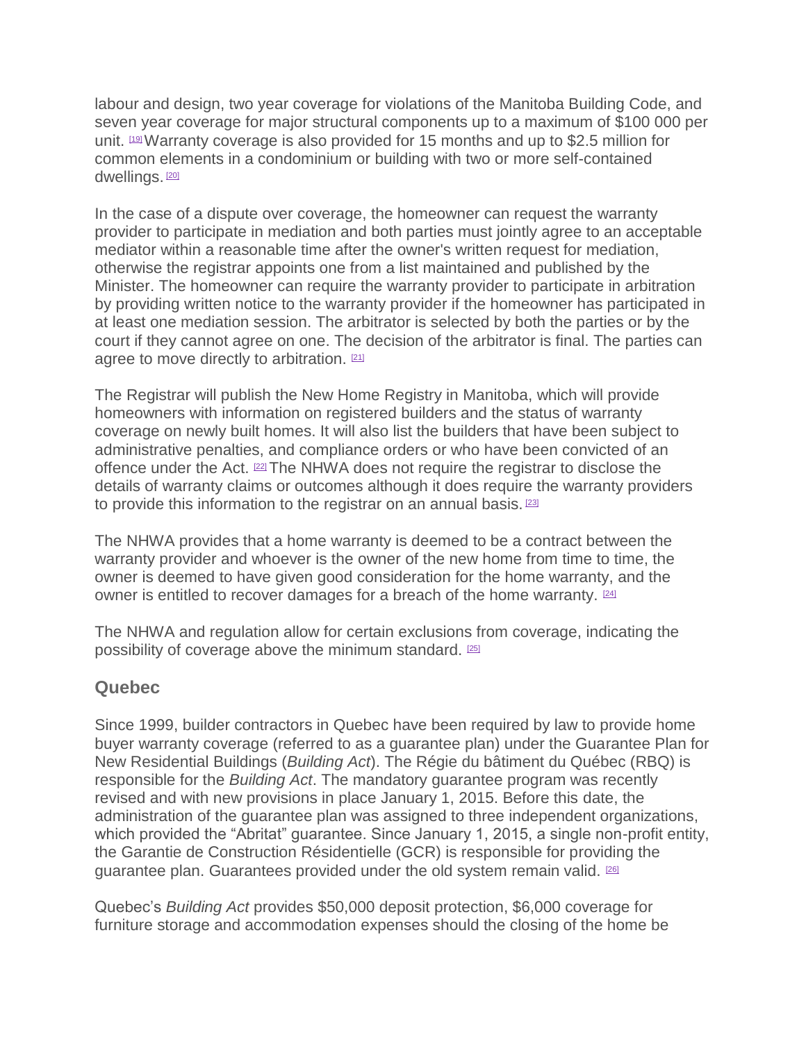labour and design, two year coverage for violations of the Manitoba Building Code, and seven year coverage for major structural components up to a maximum of $100 000 per unit. [19] Warranty coverage is also provided for 15 months and up to $2.5 million for common elements in a condominium or building with two or more self-contained dwellings. [20]

In the case of a dispute over coverage, the homeowner can request the warranty provider to participate in mediation and both parties must jointly agree to an acceptable mediator within a reasonable time after the owner's written request for mediation, otherwise the registrar appoints one from a list maintained and published by the Minister. The homeowner can require the warranty provider to participate in arbitration by providing written notice to the warranty provider if the homeowner has participated in at least one mediation session. The arbitrator is selected by both the parties or by the court if they cannot agree on one. The decision of the arbitrator is final. The parties can agree to move directly to arbitration. [21]

The Registrar will publish the New Home Registry in Manitoba, which will provide homeowners with information on registered builders and the status of warranty coverage on newly built homes. It will also list the builders that have been subject to administrative penalties, and compliance orders or who have been convicted of an offence under the Act. [22] The NHWA does not require the registrar to disclose the details of warranty claims or outcomes although it does require the warranty providers to provide this information to the registrar on an annual basis. [23]

The NHWA provides that a home warranty is deemed to be a contract between the warranty provider and whoever is the owner of the new home from time to time, the owner is deemed to have given good consideration for the home warranty, and the owner is entitled to recover damages for a breach of the home warranty. [24]

The NHWA and regulation allow for certain exclusions from coverage, indicating the possibility of coverage above the minimum standard. [25]

## Quebec

Since 1999, builder contractors in Quebec have been required by law to provide home buyer warranty coverage (referred to as a guarantee plan) under the Guarantee Plan for New Residential Buildings (*Building Act*). The Régie du bâtiment du Québec (RBQ) is responsible for the *Building Act*. The mandatory guarantee program was recently revised and with new provisions in place January 1, 2015. Before this date, the administration of the guarantee plan was assigned to three independent organizations, which provided the "Abritat" guarantee. Since January 1, 2015, a single non-profit entity, the Garantie de Construction Résidentielle (GCR) is responsible for providing the guarantee plan. Guarantees provided under the old system remain valid. [26]

Quebec's *Building Act* provides $50,000 deposit protection, $6,000 coverage for furniture storage and accommodation expenses should the closing of the home be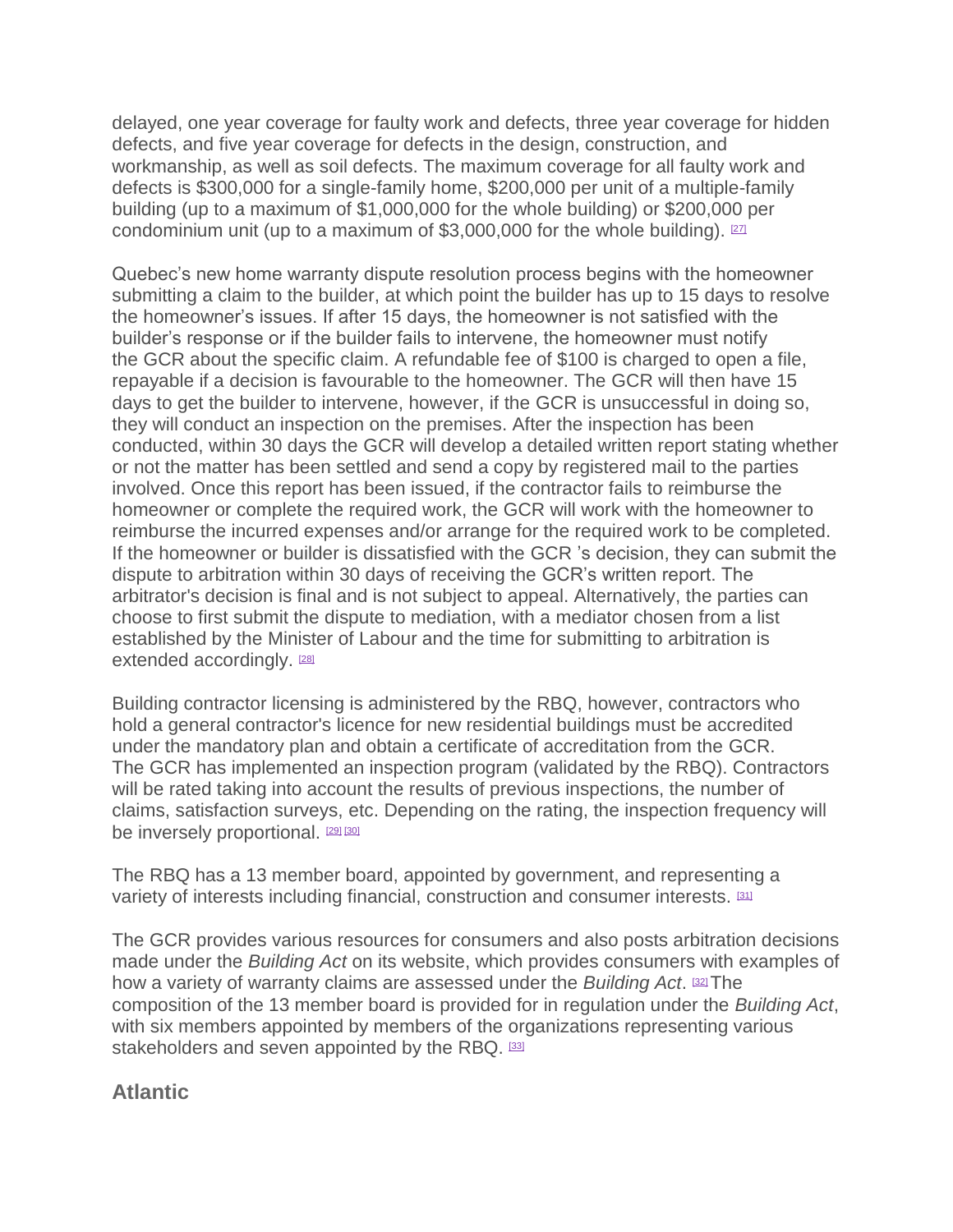delayed, one year coverage for faulty work and defects, three year coverage for hidden defects, and five year coverage for defects in the design, construction, and workmanship, as well as soil defects. The maximum coverage for all faulty work and defects is $300,000 for a single-family home, $200,000 per unit of a multiple-family building (up to a maximum of $1,000,000 for the whole building) or $200,000 per condominium unit (up to a maximum of $3,000,000 for the whole building). [27]

Quebec's new home warranty dispute resolution process begins with the homeowner submitting a claim to the builder, at which point the builder has up to 15 days to resolve the homeowner's issues. If after 15 days, the homeowner is not satisfied with the builder's response or if the builder fails to intervene, the homeowner must notify the GCR about the specific claim. A refundable fee of $100 is charged to open a file, repayable if a decision is favourable to the homeowner. The GCR will then have 15 days to get the builder to intervene, however, if the GCR is unsuccessful in doing so, they will conduct an inspection on the premises. After the inspection has been conducted, within 30 days the GCR will develop a detailed written report stating whether or not the matter has been settled and send a copy by registered mail to the parties involved. Once this report has been issued, if the contractor fails to reimburse the homeowner or complete the required work, the GCR will work with the homeowner to reimburse the incurred expenses and/or arrange for the required work to be completed. If the homeowner or builder is dissatisfied with the GCR 's decision, they can submit the dispute to arbitration within 30 days of receiving the GCR's written report. The arbitrator's decision is final and is not subject to appeal. Alternatively, the parties can choose to first submit the dispute to mediation, with a mediator chosen from a list established by the Minister of Labour and the time for submitting to arbitration is extended accordingly. [28]

Building contractor licensing is administered by the RBQ, however, contractors who hold a general contractor's licence for new residential buildings must be accredited under the mandatory plan and obtain a certificate of accreditation from the GCR. The GCR has implemented an inspection program (validated by the RBQ). Contractors will be rated taking into account the results of previous inspections, the number of claims, satisfaction surveys, etc. Depending on the rating, the inspection frequency will be inversely proportional. [29] [30]

The RBQ has a 13 member board, appointed by government, and representing a variety of interests including financial, construction and consumer interests. [31]

The GCR provides various resources for consumers and also posts arbitration decisions made under the *Building Act* on its website, which provides consumers with examples of how a variety of warranty claims are assessed under the *Building Act*. [32] The composition of the 13 member board is provided for in regulation under the *Building Act*, with six members appointed by members of the organizations representing various stakeholders and seven appointed by the RBQ. [33]

## Atlantic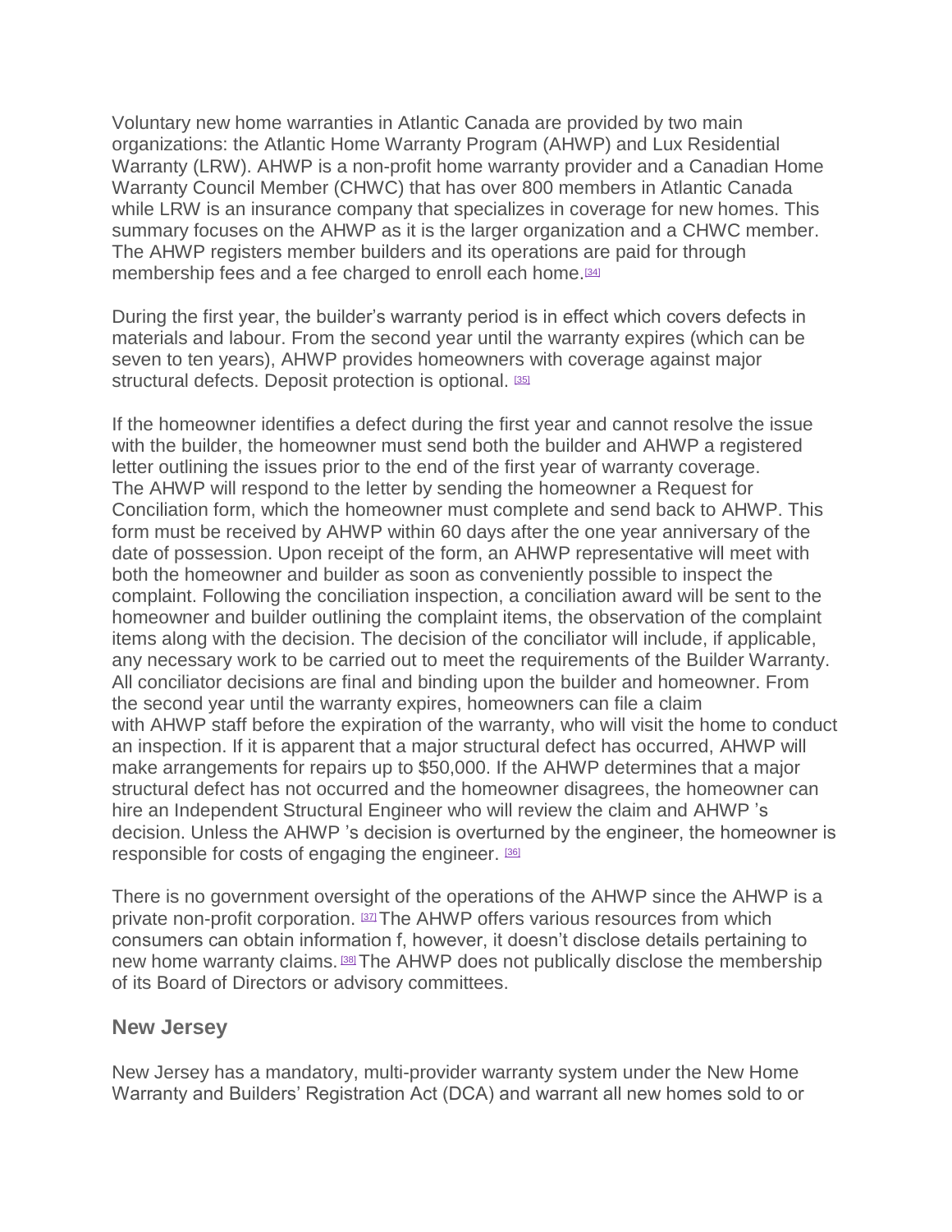Voluntary new home warranties in Atlantic Canada are provided by two main organizations: the Atlantic Home Warranty Program (AHWP) and Lux Residential Warranty (LRW). AHWP is a non-profit home warranty provider and a Canadian Home Warranty Council Member (CHWC) that has over 800 members in Atlantic Canada while LRW is an insurance company that specializes in coverage for new homes. This summary focuses on the AHWP as it is the larger organization and a CHWC member. The AHWP registers member builders and its operations are paid for through membership fees and a fee charged to enroll each home.[34]

During the first year, the builder's warranty period is in effect which covers defects in materials and labour. From the second year until the warranty expires (which can be seven to ten years), AHWP provides homeowners with coverage against major structural defects. Deposit protection is optional. [35]

If the homeowner identifies a defect during the first year and cannot resolve the issue with the builder, the homeowner must send both the builder and AHWP a registered letter outlining the issues prior to the end of the first year of warranty coverage. The AHWP will respond to the letter by sending the homeowner a Request for Conciliation form, which the homeowner must complete and send back to AHWP. This form must be received by AHWP within 60 days after the one year anniversary of the date of possession. Upon receipt of the form, an AHWP representative will meet with both the homeowner and builder as soon as conveniently possible to inspect the complaint. Following the conciliation inspection, a conciliation award will be sent to the homeowner and builder outlining the complaint items, the observation of the complaint items along with the decision. The decision of the conciliator will include, if applicable, any necessary work to be carried out to meet the requirements of the Builder Warranty. All conciliator decisions are final and binding upon the builder and homeowner. From the second year until the warranty expires, homeowners can file a claim with AHWP staff before the expiration of the warranty, who will visit the home to conduct an inspection. If it is apparent that a major structural defect has occurred, AHWP will make arrangements for repairs up to $50,000. If the AHWP determines that a major structural defect has not occurred and the homeowner disagrees, the homeowner can hire an Independent Structural Engineer who will review the claim and AHWP 's decision. Unless the AHWP 's decision is overturned by the engineer, the homeowner is responsible for costs of engaging the engineer. [36]

There is no government oversight of the operations of the AHWP since the AHWP is a private non-profit corporation. [37] The AHWP offers various resources from which consumers can obtain information f, however, it doesn't disclose details pertaining to new home warranty claims. [38] The AHWP does not publically disclose the membership of its Board of Directors or advisory committees.

## New Jersey

New Jersey has a mandatory, multi-provider warranty system under the New Home Warranty and Builders' Registration Act (DCA) and warrant all new homes sold to or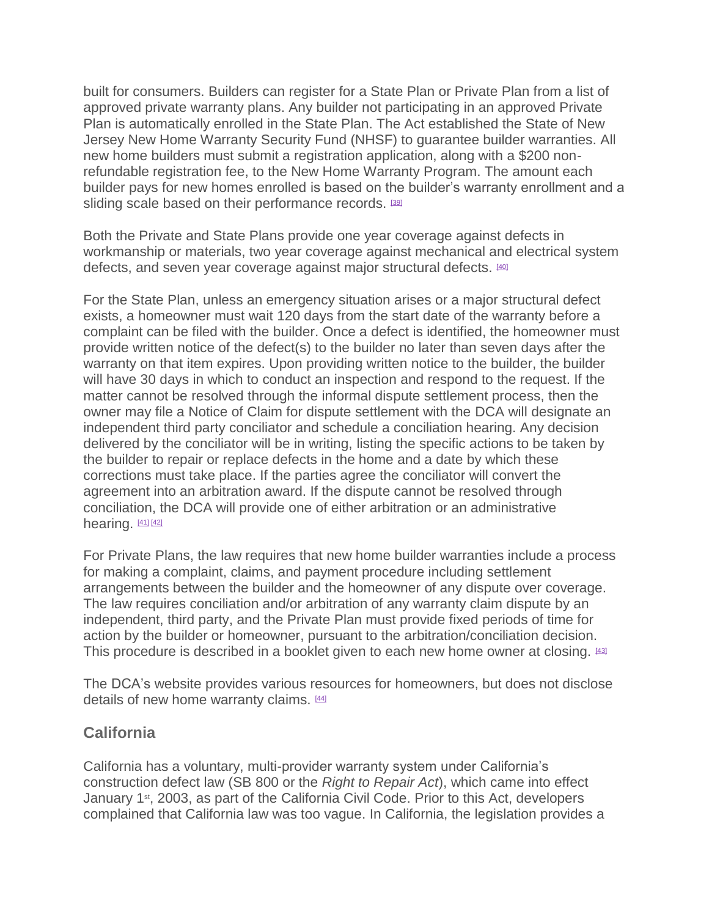built for consumers. Builders can register for a State Plan or Private Plan from a list of approved private warranty plans. Any builder not participating in an approved Private Plan is automatically enrolled in the State Plan. The Act established the State of New Jersey New Home Warranty Security Fund (NHSF) to guarantee builder warranties. All new home builders must submit a registration application, along with a $200 non-refundable registration fee, to the New Home Warranty Program. The amount each builder pays for new homes enrolled is based on the builder's warranty enrollment and a sliding scale based on their performance records. [39]

Both the Private and State Plans provide one year coverage against defects in workmanship or materials, two year coverage against mechanical and electrical system defects, and seven year coverage against major structural defects. [40]

For the State Plan, unless an emergency situation arises or a major structural defect exists, a homeowner must wait 120 days from the start date of the warranty before a complaint can be filed with the builder. Once a defect is identified, the homeowner must provide written notice of the defect(s) to the builder no later than seven days after the warranty on that item expires. Upon providing written notice to the builder, the builder will have 30 days in which to conduct an inspection and respond to the request. If the matter cannot be resolved through the informal dispute settlement process, then the owner may file a Notice of Claim for dispute settlement with the DCA will designate an independent third party conciliator and schedule a conciliation hearing. Any decision delivered by the conciliator will be in writing, listing the specific actions to be taken by the builder to repair or replace defects in the home and a date by which these corrections must take place. If the parties agree the conciliator will convert the agreement into an arbitration award. If the dispute cannot be resolved through conciliation, the DCA will provide one of either arbitration or an administrative hearing. [41] [42]

For Private Plans, the law requires that new home builder warranties include a process for making a complaint, claims, and payment procedure including settlement arrangements between the builder and the homeowner of any dispute over coverage. The law requires conciliation and/or arbitration of any warranty claim dispute by an independent, third party, and the Private Plan must provide fixed periods of time for action by the builder or homeowner, pursuant to the arbitration/conciliation decision. This procedure is described in a booklet given to each new home owner at closing. [43]

The DCA's website provides various resources for homeowners, but does not disclose details of new home warranty claims. [44]

## California

California has a voluntary, multi-provider warranty system under California's construction defect law (SB 800 or the *Right to Repair Act*), which came into effect January 1st, 2003, as part of the California Civil Code. Prior to this Act, developers complained that California law was too vague. In California, the legislation provides a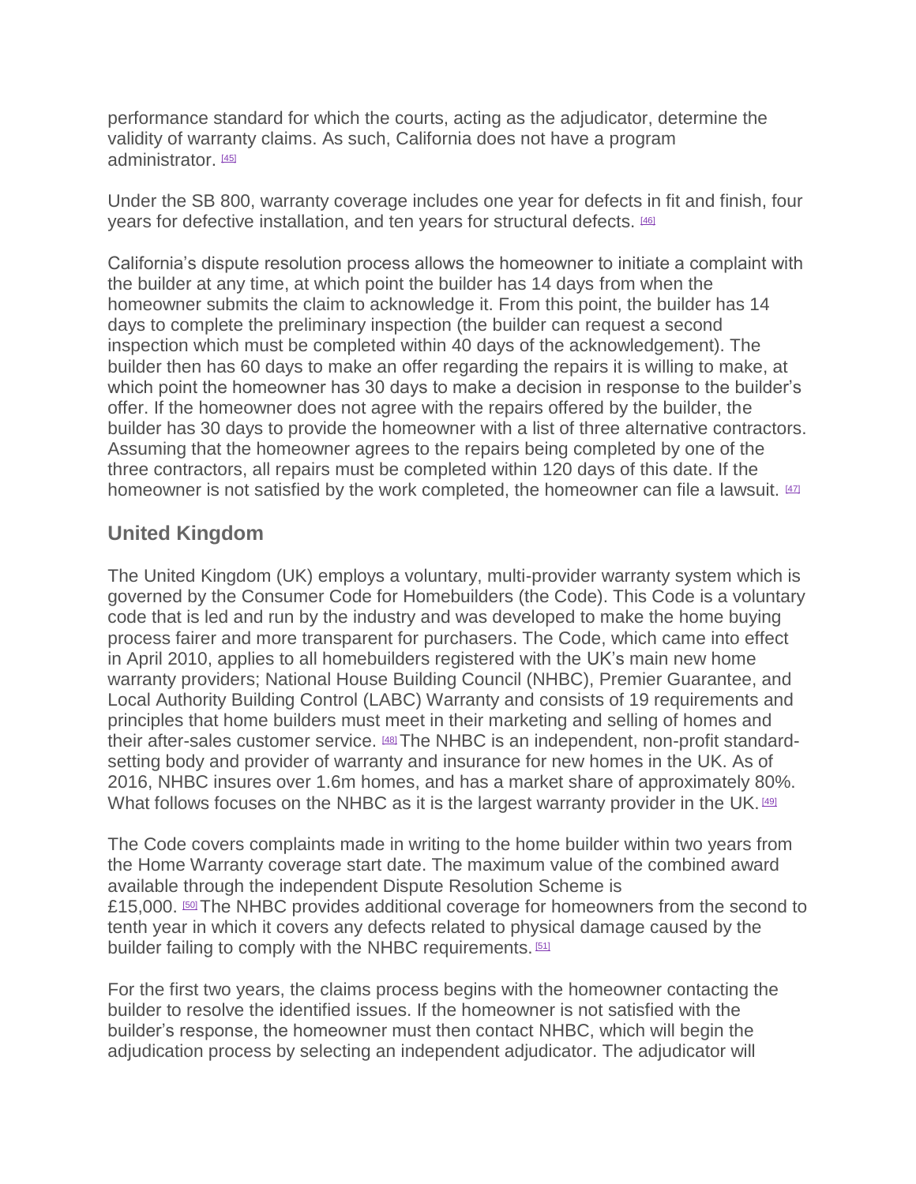performance standard for which the courts, acting as the adjudicator, determine the validity of warranty claims. As such, California does not have a program administrator. [45]

Under the SB 800, warranty coverage includes one year for defects in fit and finish, four years for defective installation, and ten years for structural defects. [46]

California's dispute resolution process allows the homeowner to initiate a complaint with the builder at any time, at which point the builder has 14 days from when the homeowner submits the claim to acknowledge it. From this point, the builder has 14 days to complete the preliminary inspection (the builder can request a second inspection which must be completed within 40 days of the acknowledgement). The builder then has 60 days to make an offer regarding the repairs it is willing to make, at which point the homeowner has 30 days to make a decision in response to the builder's offer. If the homeowner does not agree with the repairs offered by the builder, the builder has 30 days to provide the homeowner with a list of three alternative contractors. Assuming that the homeowner agrees to the repairs being completed by one of the three contractors, all repairs must be completed within 120 days of this date. If the homeowner is not satisfied by the work completed, the homeowner can file a lawsuit. [47]

## United Kingdom

The United Kingdom (UK) employs a voluntary, multi-provider warranty system which is governed by the Consumer Code for Homebuilders (the Code). This Code is a voluntary code that is led and run by the industry and was developed to make the home buying process fairer and more transparent for purchasers. The Code, which came into effect in April 2010, applies to all homebuilders registered with the UK's main new home warranty providers; National House Building Council (NHBC), Premier Guarantee, and Local Authority Building Control (LABC) Warranty and consists of 19 requirements and principles that home builders must meet in their marketing and selling of homes and their after-sales customer service. [48] The NHBC is an independent, non-profit standard-setting body and provider of warranty and insurance for new homes in the UK. As of 2016, NHBC insures over 1.6m homes, and has a market share of approximately 80%. What follows focuses on the NHBC as it is the largest warranty provider in the UK. [49]

The Code covers complaints made in writing to the home builder within two years from the Home Warranty coverage start date. The maximum value of the combined award available through the independent Dispute Resolution Scheme is £15,000. [50] The NHBC provides additional coverage for homeowners from the second to tenth year in which it covers any defects related to physical damage caused by the builder failing to comply with the NHBC requirements. [51]

For the first two years, the claims process begins with the homeowner contacting the builder to resolve the identified issues. If the homeowner is not satisfied with the builder's response, the homeowner must then contact NHBC, which will begin the adjudication process by selecting an independent adjudicator. The adjudicator will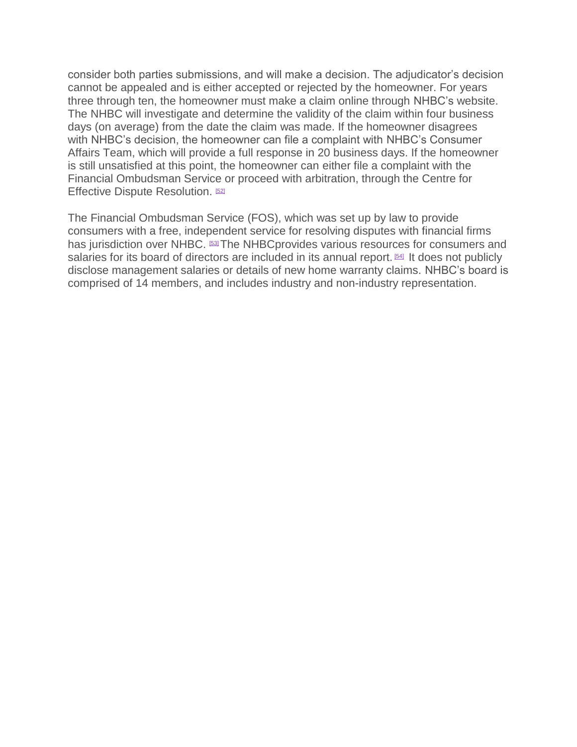consider both parties submissions, and will make a decision. The adjudicator's decision cannot be appealed and is either accepted or rejected by the homeowner. For years three through ten, the homeowner must make a claim online through NHBC's website. The NHBC will investigate and determine the validity of the claim within four business days (on average) from the date the claim was made. If the homeowner disagrees with NHBC's decision, the homeowner can file a complaint with NHBC's Consumer Affairs Team, which will provide a full response in 20 business days. If the homeowner is still unsatisfied at this point, the homeowner can either file a complaint with the Financial Ombudsman Service or proceed with arbitration, through the Centre for Effective Dispute Resolution. [52]

The Financial Ombudsman Service (FOS), which was set up by law to provide consumers with a free, independent service for resolving disputes with financial firms has jurisdiction over NHBC. [53] The NHBCprovides various resources for consumers and salaries for its board of directors are included in its annual report. [54] It does not publicly disclose management salaries or details of new home warranty claims. NHBC's board is comprised of 14 members, and includes industry and non-industry representation.